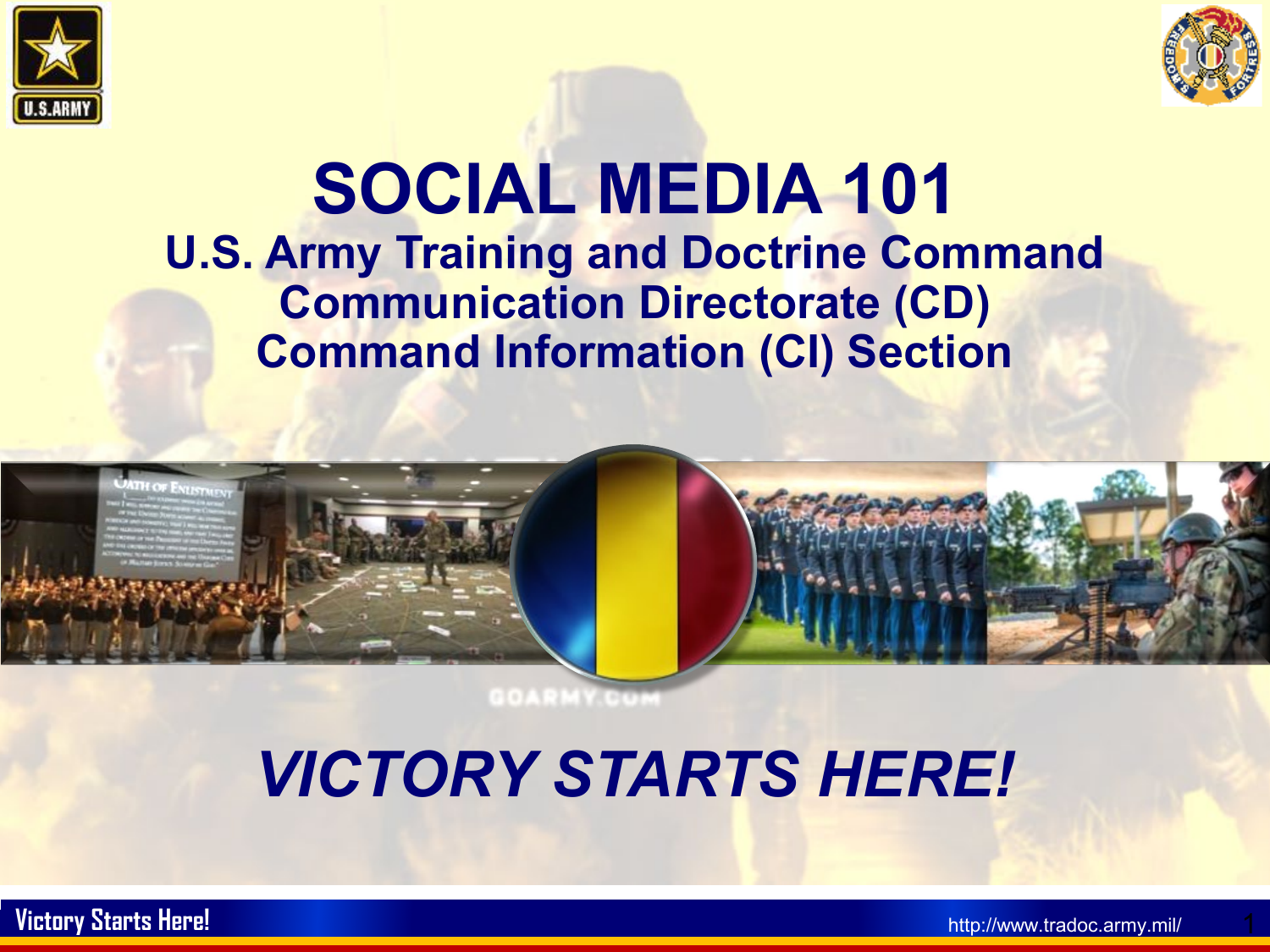# SOCIAL MEDIA 101

## U.S. Army Training and Doctrine Command
## Communication Directorate (CD)
## Command Information (CI) Section

# *VICTORY STARTS HERE!*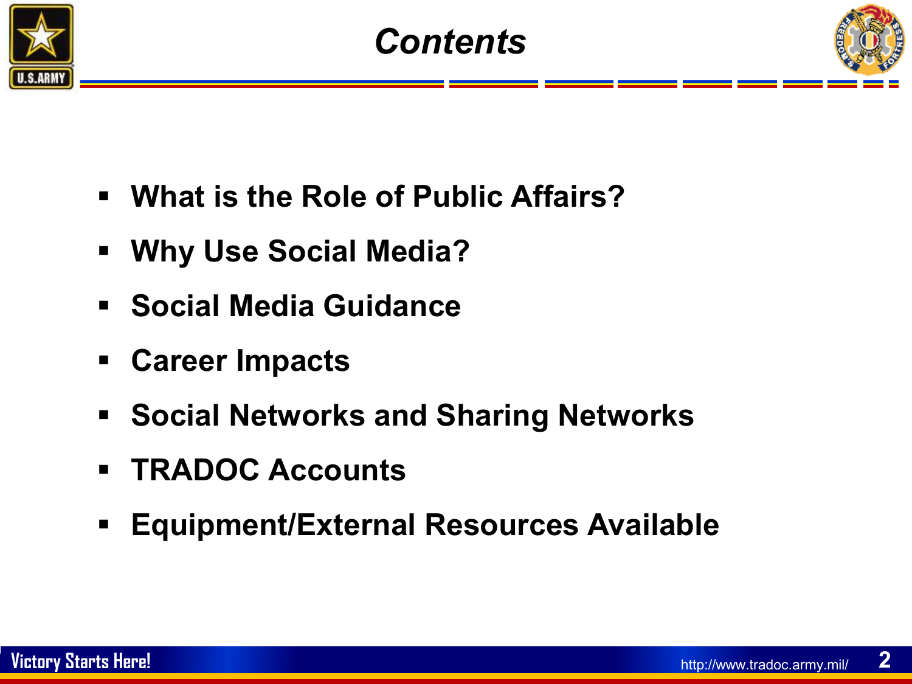# *Contents*

- **What is the Role of Public Affairs?**
- **Why Use Social Media?**
- **Social Media Guidance**
- **Career Impacts**
- **Social Networks and Sharing Networks**
- **TRADOC Accounts**
- **Equipment/External Resources Available**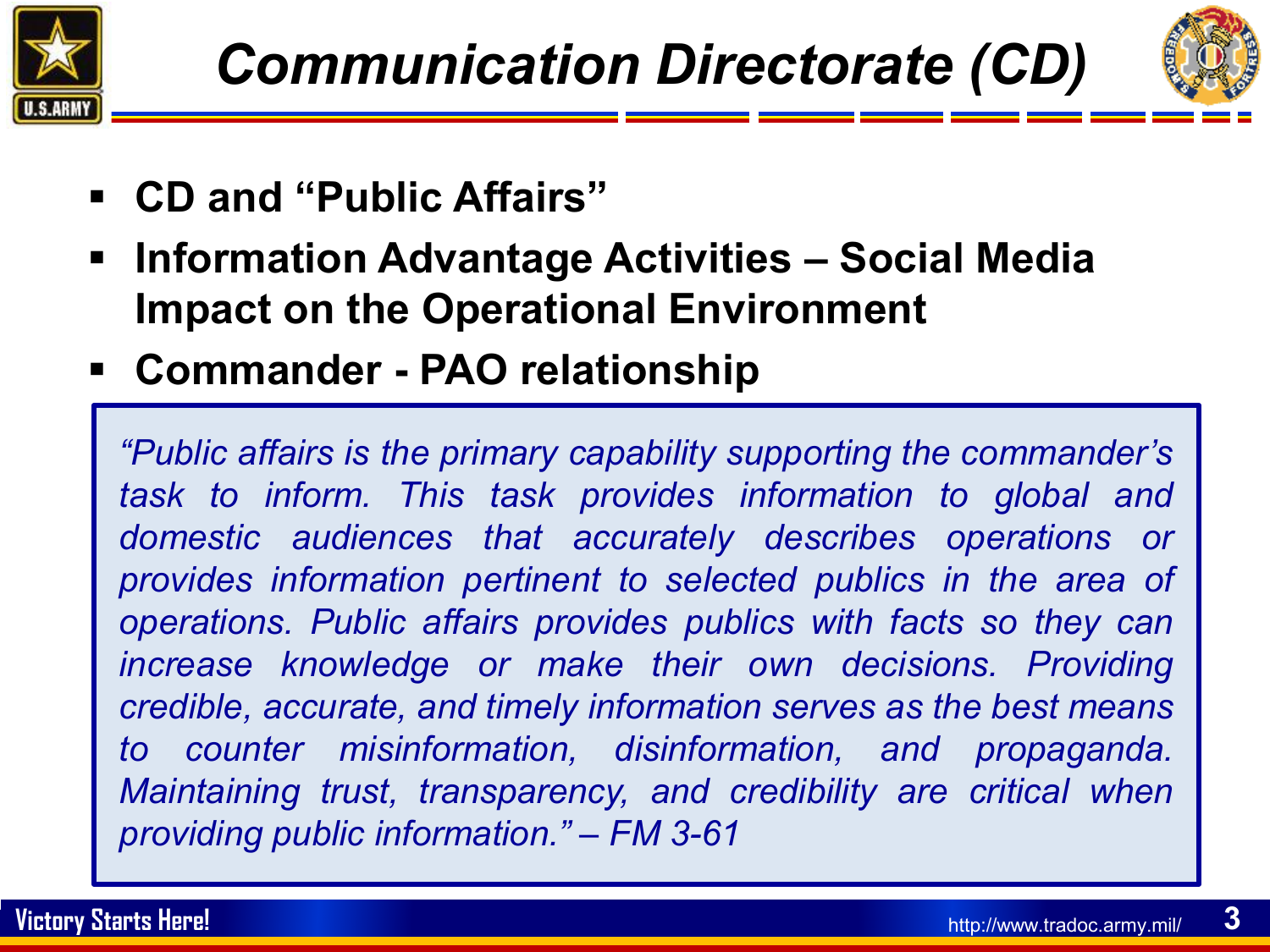# Communication Directorate (CD)

- **CD and "Public Affairs"**
- **Information Advantage Activities – Social Media Impact on the Operational Environment**
- **Commander - PAO relationship**

> *"Public affairs is the primary capability supporting the commander's task to inform. This task provides information to global and domestic audiences that accurately describes operations or provides information pertinent to selected publics in the area of operations. Public affairs provides publics with facts so they can increase knowledge or make their own decisions. Providing credible, accurate, and timely information serves as the best means to counter misinformation, disinformation, and propaganda. Maintaining trust, transparency, and credibility are critical when providing public information." – FM 3-61*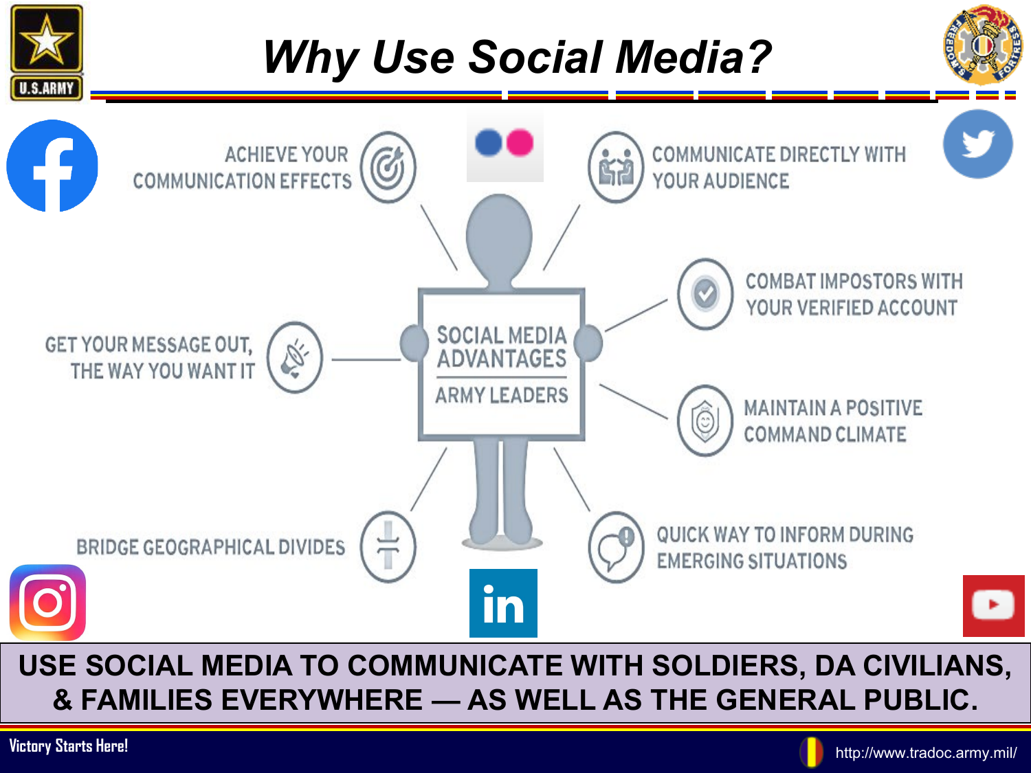# Why Use Social Media?

**SOCIAL MEDIA ADVANTAGES**

**ARMY LEADERS**

- ACHIEVE YOUR COMMUNICATION EFFECTS
- COMMUNICATE DIRECTLY WITH YOUR AUDIENCE
- GET YOUR MESSAGE OUT, THE WAY YOU WANT IT
- COMBAT IMPOSTORS WITH YOUR VERIFIED ACCOUNT
- MAINTAIN A POSITIVE COMMAND CLIMATE
- BRIDGE GEOGRAPHICAL DIVIDES
- QUICK WAY TO INFORM DURING EMERGING SITUATIONS

**USE SOCIAL MEDIA TO COMMUNICATE WITH SOLDIERS, DA CIVILIANS, & FAMILIES EVERYWHERE — AS WELL AS THE GENERAL PUBLIC.**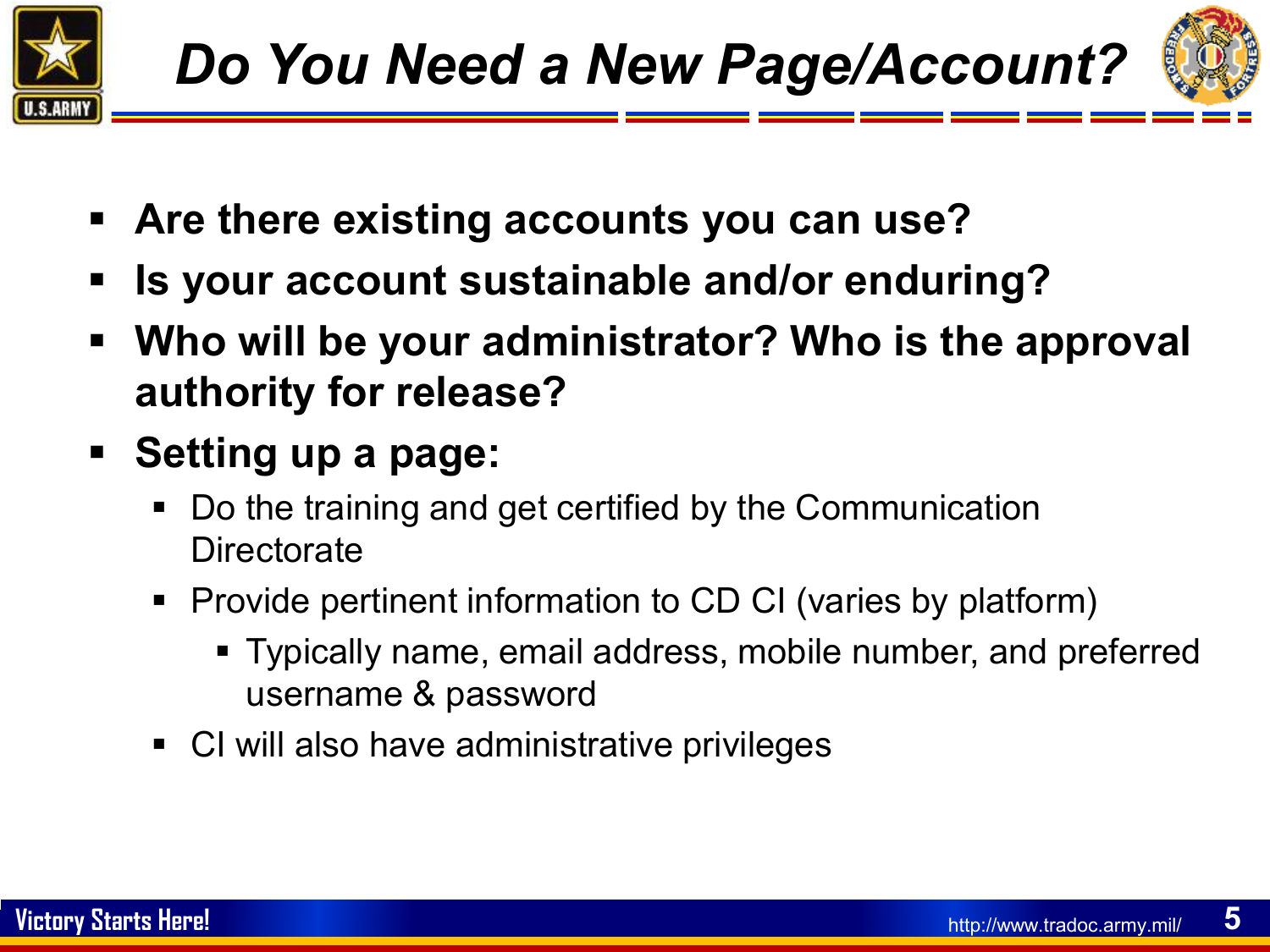# Do You Need a New Page/Account?

- **Are there existing accounts you can use?**
- **Is your account sustainable and/or enduring?**
- **Who will be your administrator? Who is the approval authority for release?**
- **Setting up a page:**
  - Do the training and get certified by the Communication Directorate
  - Provide pertinent information to CD CI (varies by platform)
    - Typically name, email address, mobile number, and preferred username & password
  - CI will also have administrative privileges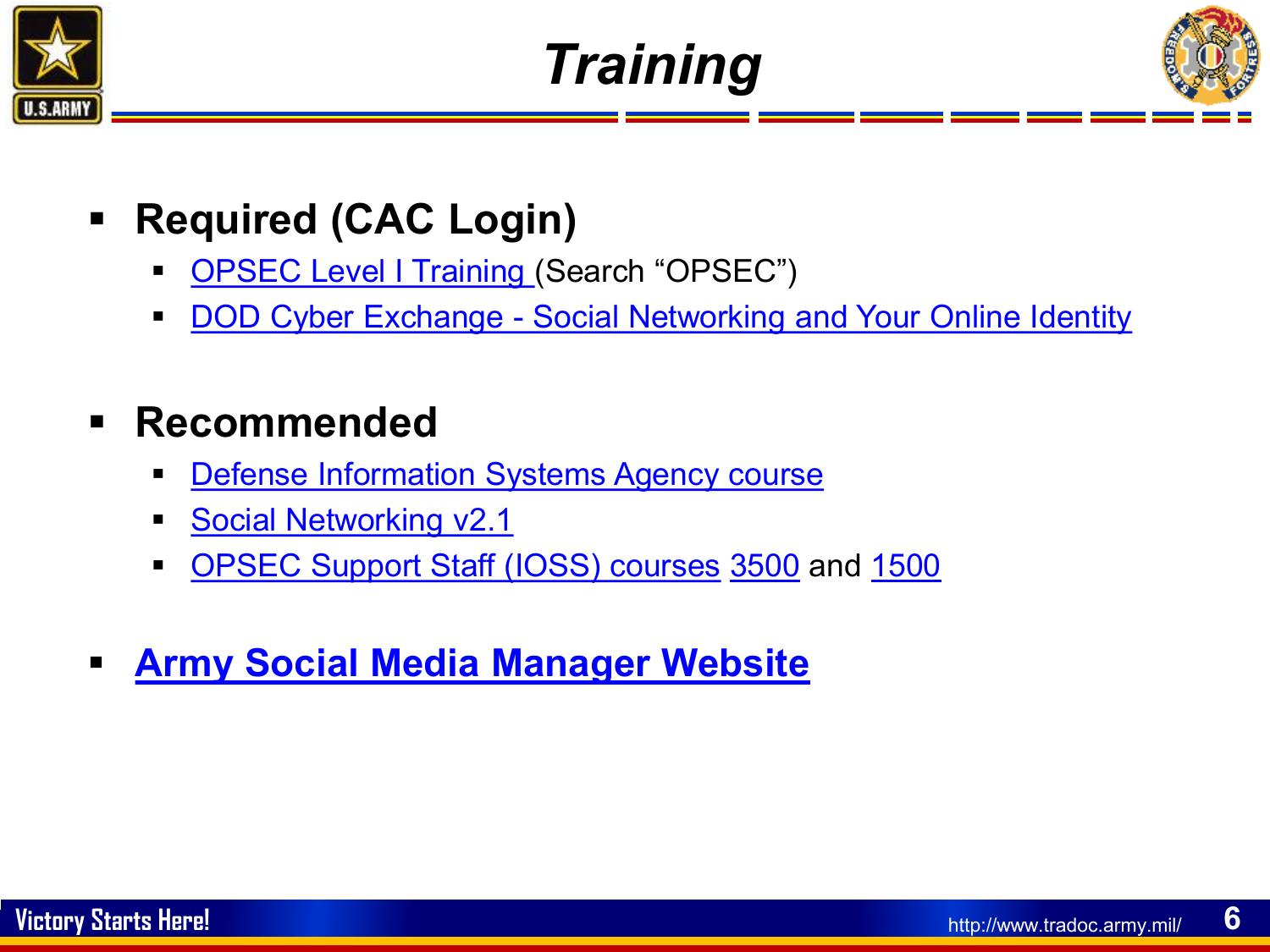# Training

- **Required (CAC Login)**
  - OPSEC Level I Training (Search "OPSEC")
  - DOD Cyber Exchange - Social Networking and Your Online Identity

- **Recommended**
  - Defense Information Systems Agency course
  - Social Networking v2.1
  - OPSEC Support Staff (IOSS) courses 3500 and 1500

- **Army Social Media Manager Website**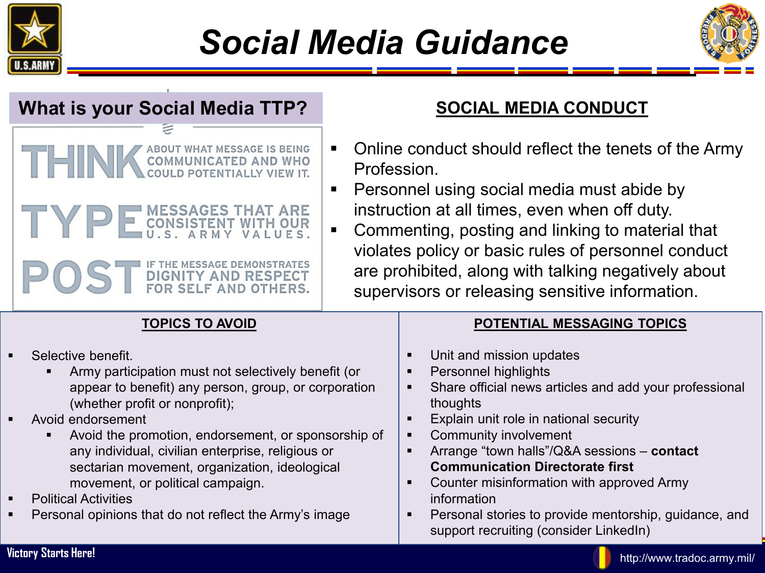# Social Media Guidance

## What is your Social Media TTP?

**THINK** ABOUT WHAT MESSAGE IS BEING COMMUNICATED AND WHO COULD POTENTIALLY VIEW IT.

**TYPE** MESSAGES THAT ARE CONSISTENT WITH OUR U.S. ARMY VALUES.

**POST** IF THE MESSAGE DEMONSTRATES DIGNITY AND RESPECT FOR SELF AND OTHERS.

## SOCIAL MEDIA CONDUCT

- Online conduct should reflect the tenets of the Army Profession.
- Personnel using social media must abide by instruction at all times, even when off duty.
- Commenting, posting and linking to material that violates policy or basic rules of personnel conduct are prohibited, along with talking negatively about supervisors or releasing sensitive information.

## TOPICS TO AVOID

- Selective benefit.
  - Army participation must not selectively benefit (or appear to benefit) any person, group, or corporation (whether profit or nonprofit);
- Avoid endorsement
  - Avoid the promotion, endorsement, or sponsorship of any individual, civilian enterprise, religious or sectarian movement, organization, ideological movement, or political campaign.
- Political Activities
- Personal opinions that do not reflect the Army's image

## POTENTIAL MESSAGING TOPICS

- Unit and mission updates
- Personnel highlights
- Share official news articles and add your professional thoughts
- Explain unit role in national security
- Community involvement
- Arrange "town halls"/Q&A sessions – **contact Communication Directorate first**
- Counter misinformation with approved Army information
- Personal stories to provide mentorship, guidance, and support recruiting (consider LinkedIn)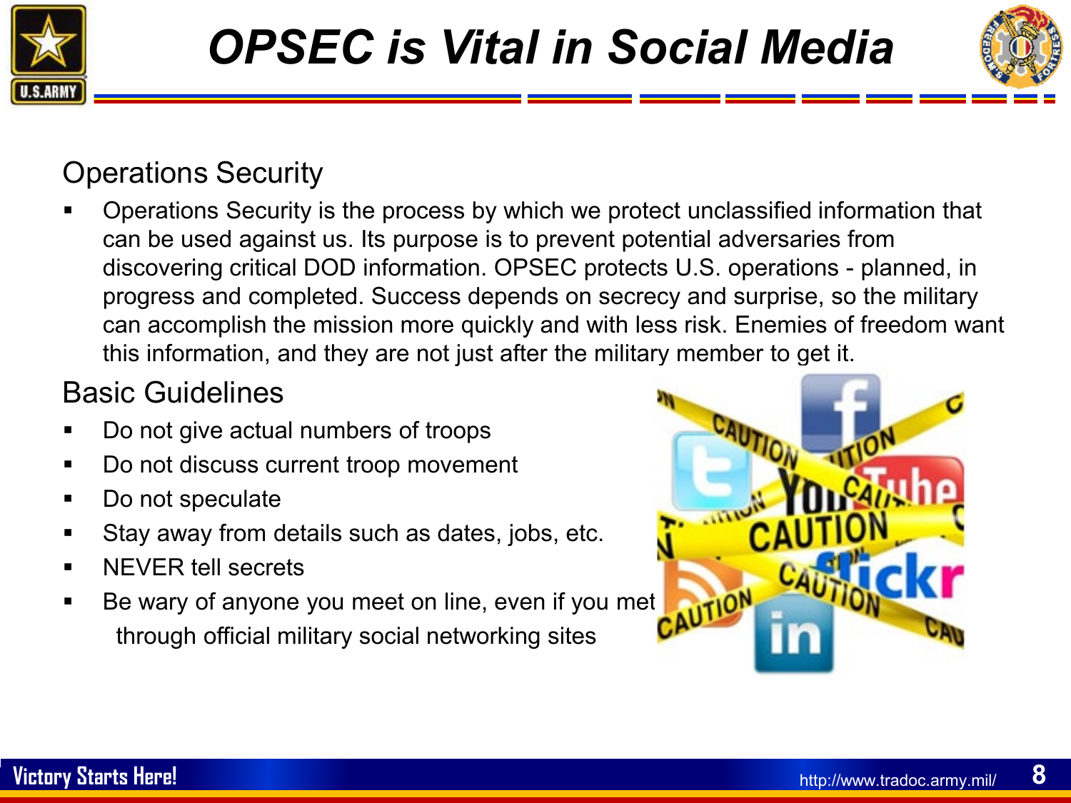# OPSEC is Vital in Social Media

## Operations Security

- Operations Security is the process by which we protect unclassified information that can be used against us. Its purpose is to prevent potential adversaries from discovering critical DOD information. OPSEC protects U.S. operations - planned, in progress and completed. Success depends on secrecy and surprise, so the military can accomplish the mission more quickly and with less risk. Enemies of freedom want this information, and they are not just after the military member to get it.

## Basic Guidelines

- Do not give actual numbers of troops
- Do not discuss current troop movement
- Do not speculate
- Stay away from details such as dates, jobs, etc.
- NEVER tell secrets
- Be wary of anyone you meet on line, even if you met through official military social networking sites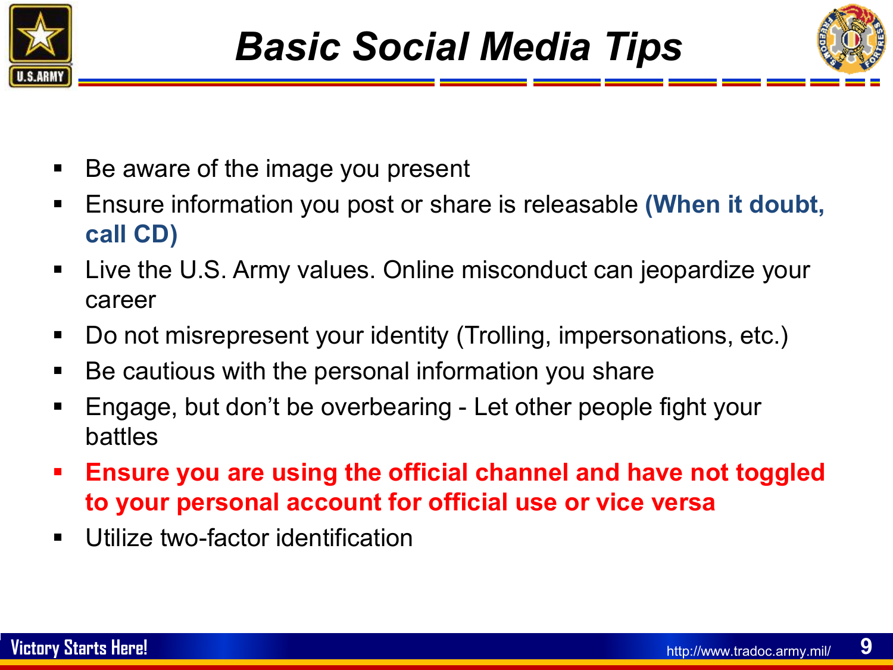# Basic Social Media Tips

- Be aware of the image you present
- Ensure information you post or share is releasable **(When it doubt, call CD)**
- Live the U.S. Army values. Online misconduct can jeopardize your career
- Do not misrepresent your identity (Trolling, impersonations, etc.)
- Be cautious with the personal information you share
- Engage, but don't be overbearing - Let other people fight your battles
- **Ensure you are using the official channel and have not toggled to your personal account for official use or vice versa**
- Utilize two-factor identification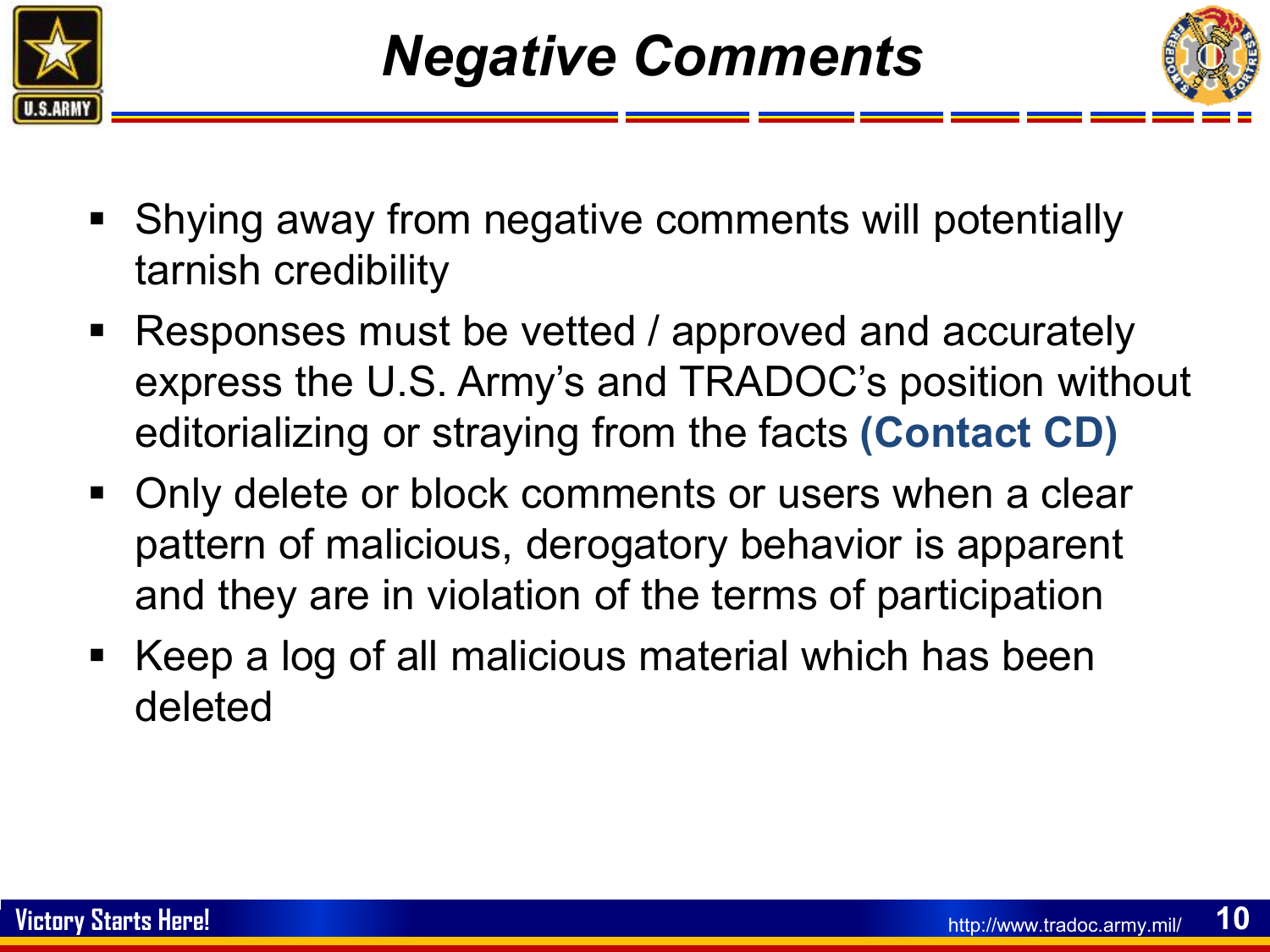# *Negative Comments*

- Shying away from negative comments will potentially tarnish credibility
- Responses must be vetted / approved and accurately express the U.S. Army's and TRADOC's position without editorializing or straying from the facts **(Contact CD)**
- Only delete or block comments or users when a clear pattern of malicious, derogatory behavior is apparent and they are in violation of the terms of participation
- Keep a log of all malicious material which has been deleted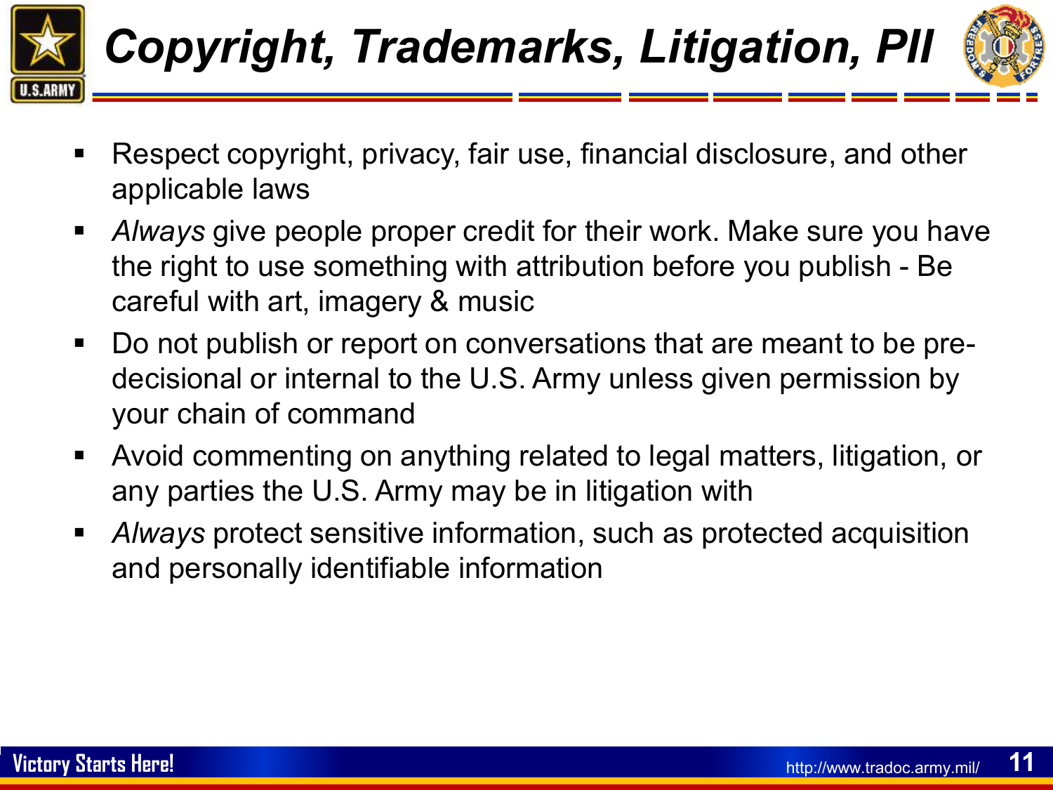# *Copyright, Trademarks, Litigation, PII*

- Respect copyright, privacy, fair use, financial disclosure, and other applicable laws
- *Always* give people proper credit for their work. Make sure you have the right to use something with attribution before you publish - Be careful with art, imagery & music
- Do not publish or report on conversations that are meant to be pre-decisional or internal to the U.S. Army unless given permission by your chain of command
- Avoid commenting on anything related to legal matters, litigation, or any parties the U.S. Army may be in litigation with
- *Always* protect sensitive information, such as protected acquisition and personally identifiable information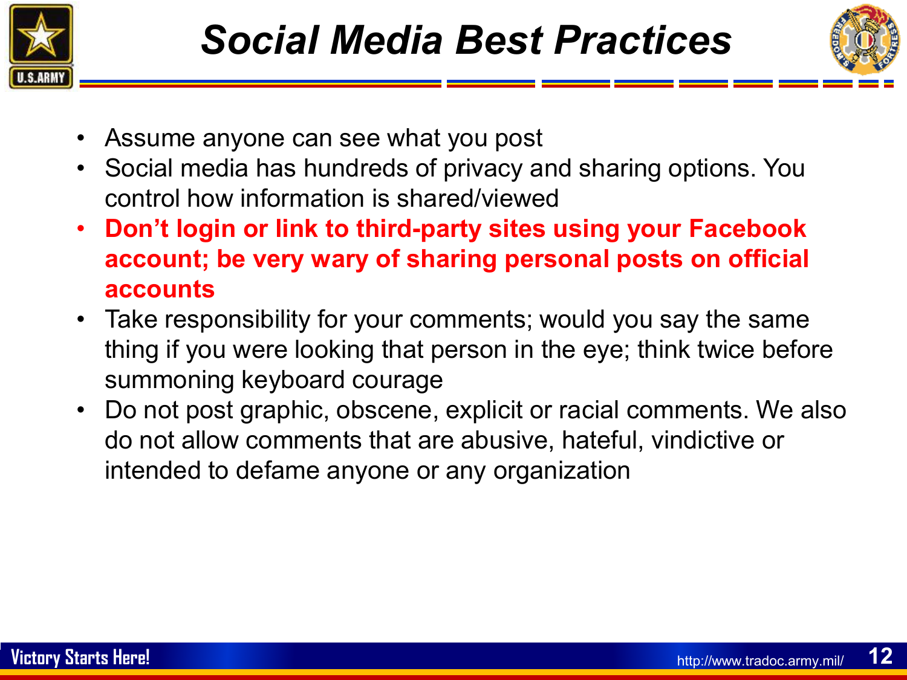# Social Media Best Practices

- Assume anyone can see what you post
- Social media has hundreds of privacy and sharing options. You control how information is shared/viewed
- **Don't login or link to third-party sites using your Facebook account; be very wary of sharing personal posts on official accounts**
- Take responsibility for your comments; would you say the same thing if you were looking that person in the eye; think twice before summoning keyboard courage
- Do not post graphic, obscene, explicit or racial comments. We also do not allow comments that are abusive, hateful, vindictive or intended to defame anyone or any organization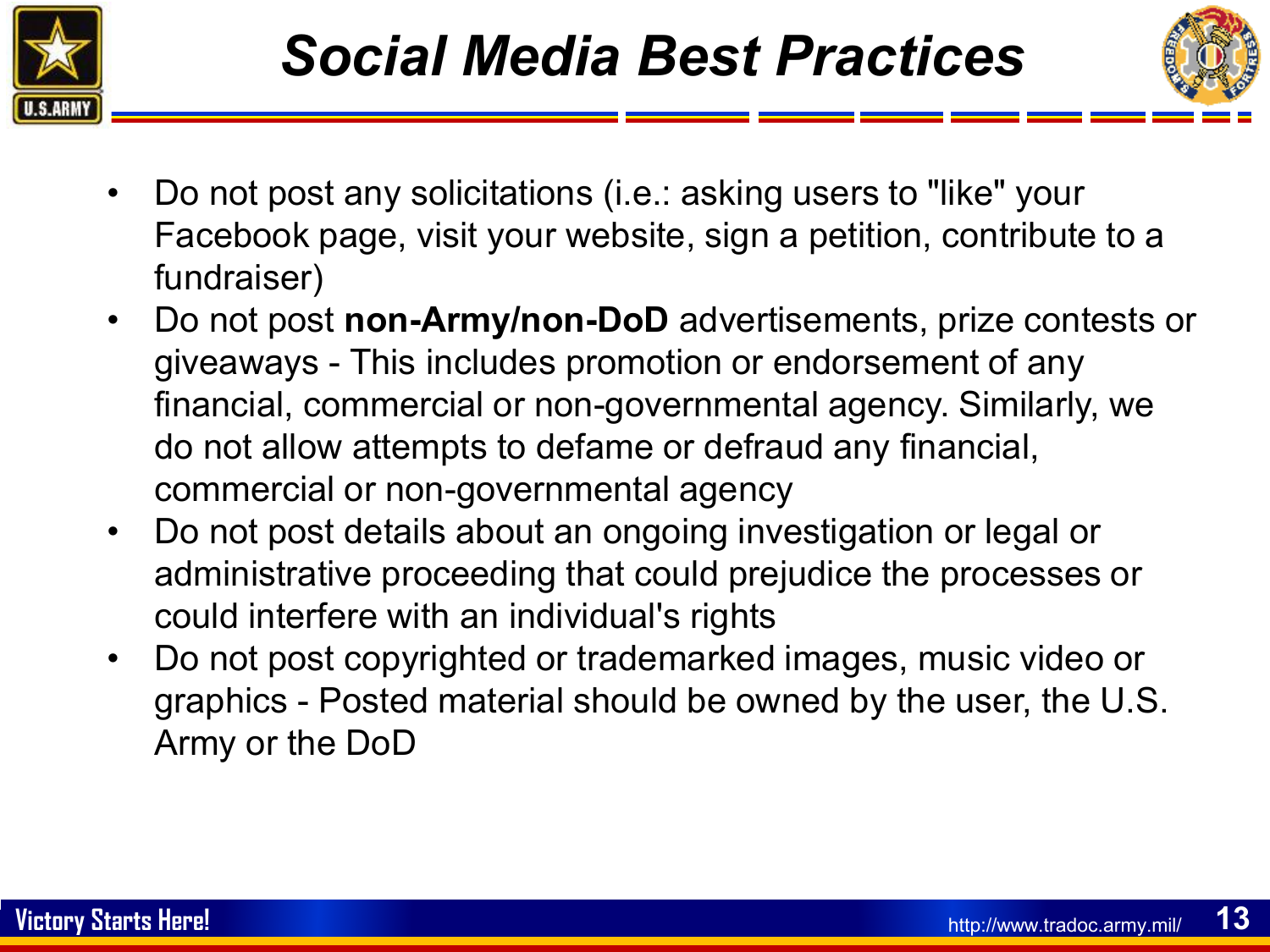# Social Media Best Practices

- Do not post any solicitations (i.e.: asking users to "like" your Facebook page, visit your website, sign a petition, contribute to a fundraiser)
- Do not post **non-Army/non-DoD** advertisements, prize contests or giveaways - This includes promotion or endorsement of any financial, commercial or non-governmental agency. Similarly, we do not allow attempts to defame or defraud any financial, commercial or non-governmental agency
- Do not post details about an ongoing investigation or legal or administrative proceeding that could prejudice the processes or could interfere with an individual's rights
- Do not post copyrighted or trademarked images, music video or graphics - Posted material should be owned by the user, the U.S. Army or the DoD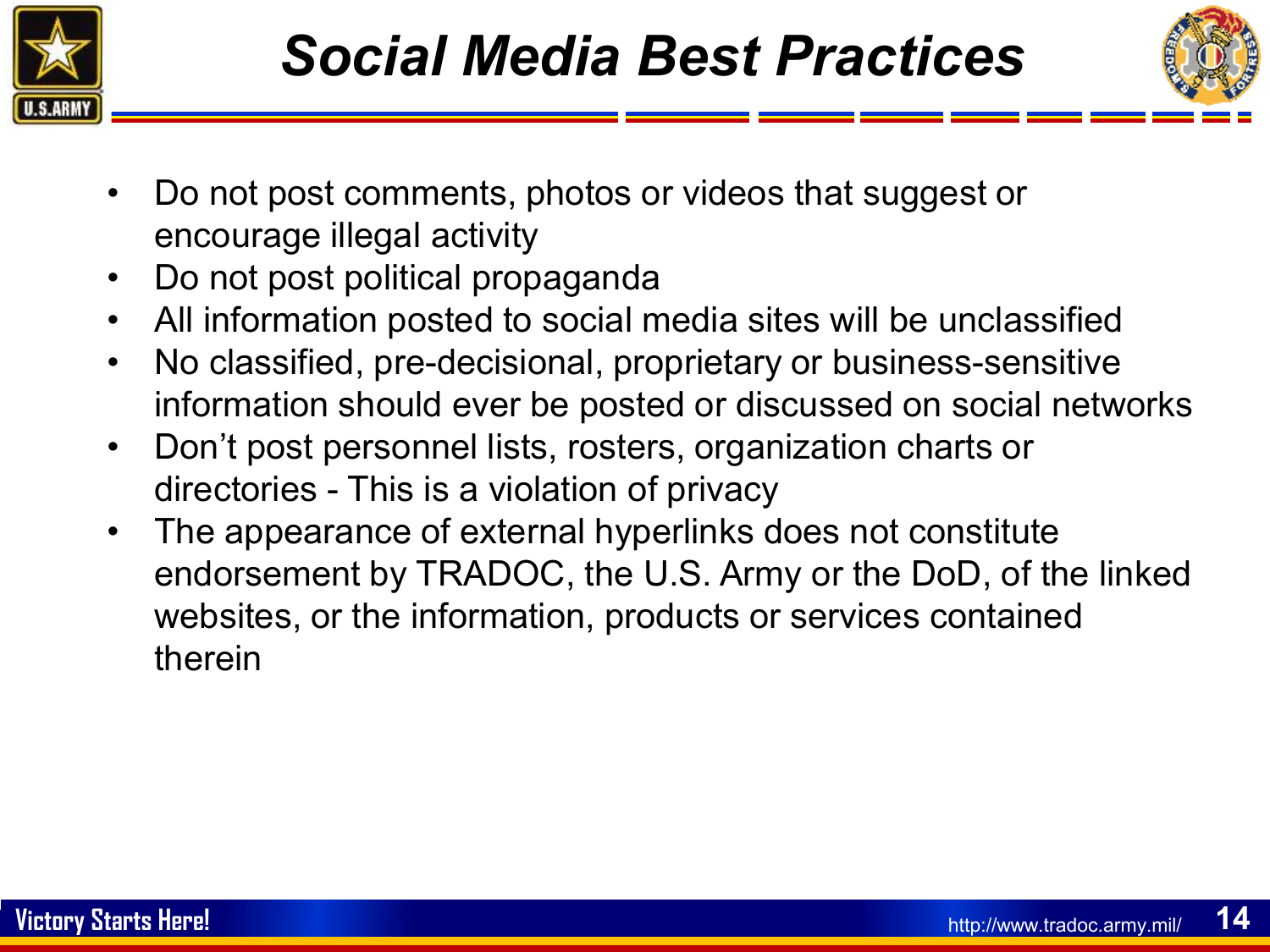# Social Media Best Practices

- Do not post comments, photos or videos that suggest or encourage illegal activity
- Do not post political propaganda
- All information posted to social media sites will be unclassified
- No classified, pre-decisional, proprietary or business-sensitive information should ever be posted or discussed on social networks
- Don't post personnel lists, rosters, organization charts or directories - This is a violation of privacy
- The appearance of external hyperlinks does not constitute endorsement by TRADOC, the U.S. Army or the DoD, of the linked websites, or the information, products or services contained therein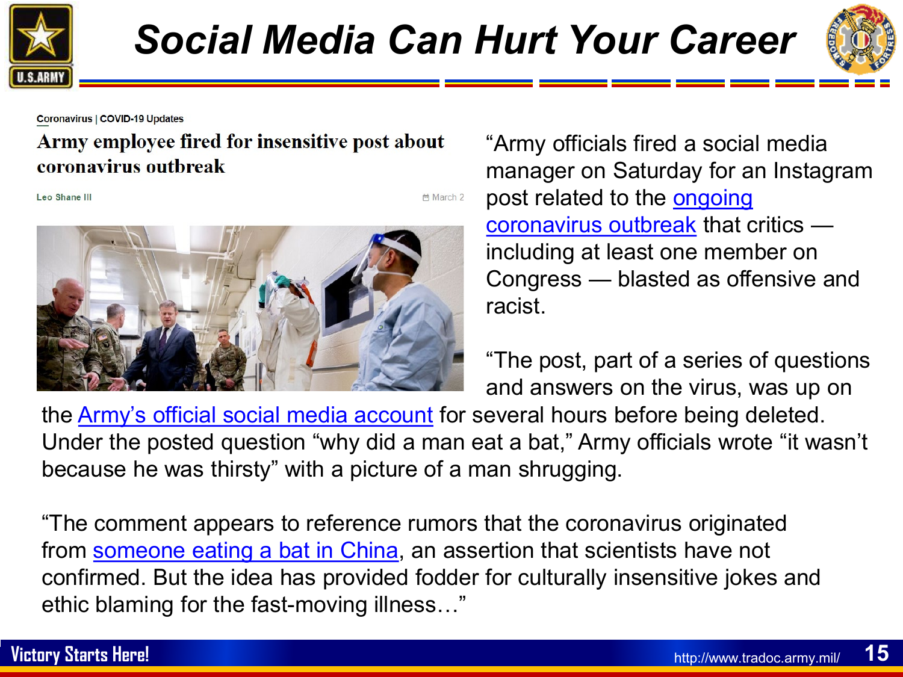# Social Media Can Hurt Your Career

Coronavirus | COVID-19 Updates

**Army employee fired for insensitive post about coronavirus outbreak**

Leo Shane III — March 2

"Army officials fired a social media manager on Saturday for an Instagram post related to the ongoing coronavirus outbreak that critics — including at least one member on Congress — blasted as offensive and racist.

"The post, part of a series of questions and answers on the virus, was up on the Army's official social media account for several hours before being deleted. Under the posted question "why did a man eat a bat," Army officials wrote "it wasn't because he was thirsty" with a picture of a man shrugging.

"The comment appears to reference rumors that the coronavirus originated from someone eating a bat in China, an assertion that scientists have not confirmed. But the idea has provided fodder for culturally insensitive jokes and ethic blaming for the fast-moving illness…"

Victory Starts Here!

http://www.tradoc.army.mil/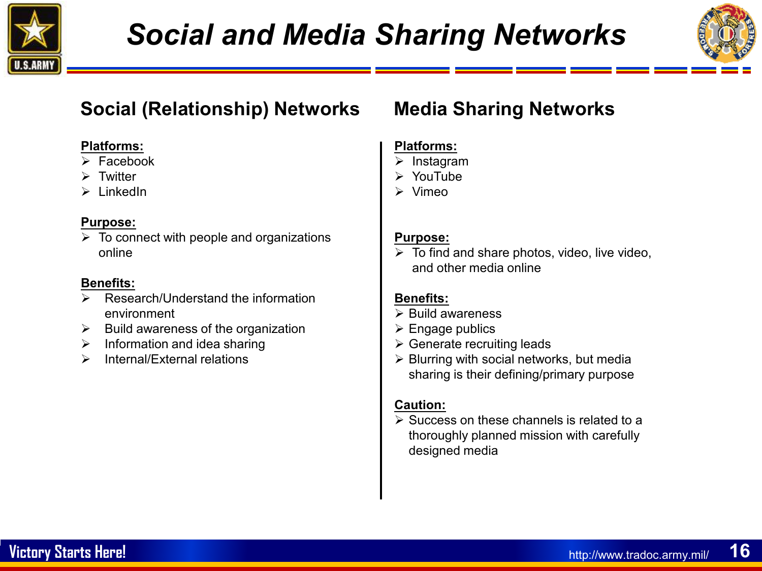# Social and Media Sharing Networks

## Social (Relationship) Networks

**Platforms:**
- Facebook
- Twitter
- LinkedIn

**Purpose:**
- To connect with people and organizations online

**Benefits:**
- Research/Understand the information environment
- Build awareness of the organization
- Information and idea sharing
- Internal/External relations

## Media Sharing Networks

**Platforms:**
- Instagram
- YouTube
- Vimeo

**Purpose:**
- To find and share photos, video, live video, and other media online

**Benefits:**
- Build awareness
- Engage publics
- Generate recruiting leads
- Blurring with social networks, but media sharing is their defining/primary purpose

**Caution:**
- Success on these channels is related to a thoroughly planned mission with carefully designed media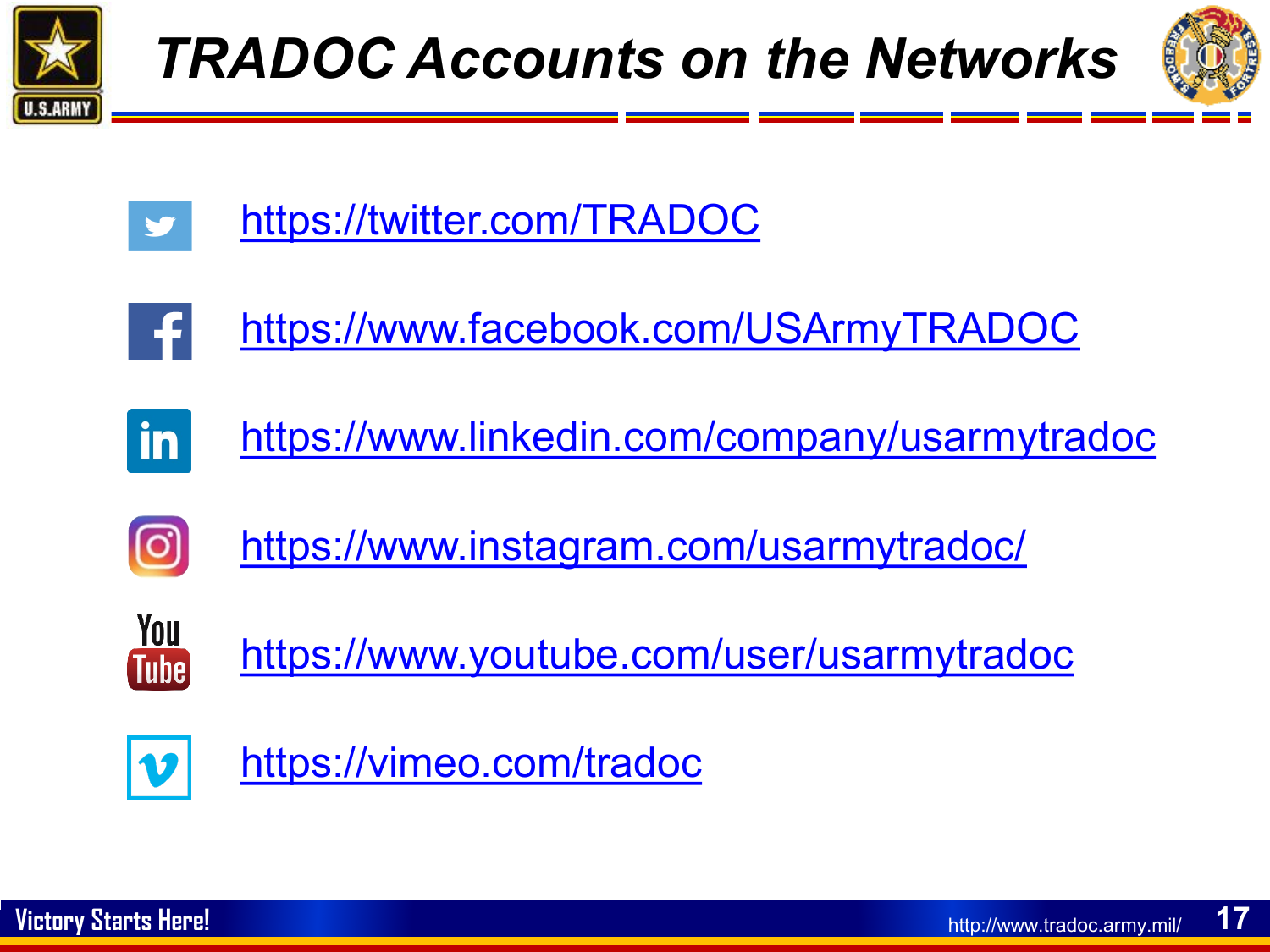# TRADOC Accounts on the Networks

- https://twitter.com/TRADOC
- https://www.facebook.com/USArmyTRADOC
- https://www.linkedin.com/company/usarmytradoc
- https://www.instagram.com/usarmytradoc/
- https://www.youtube.com/user/usarmytradoc
- https://vimeo.com/tradoc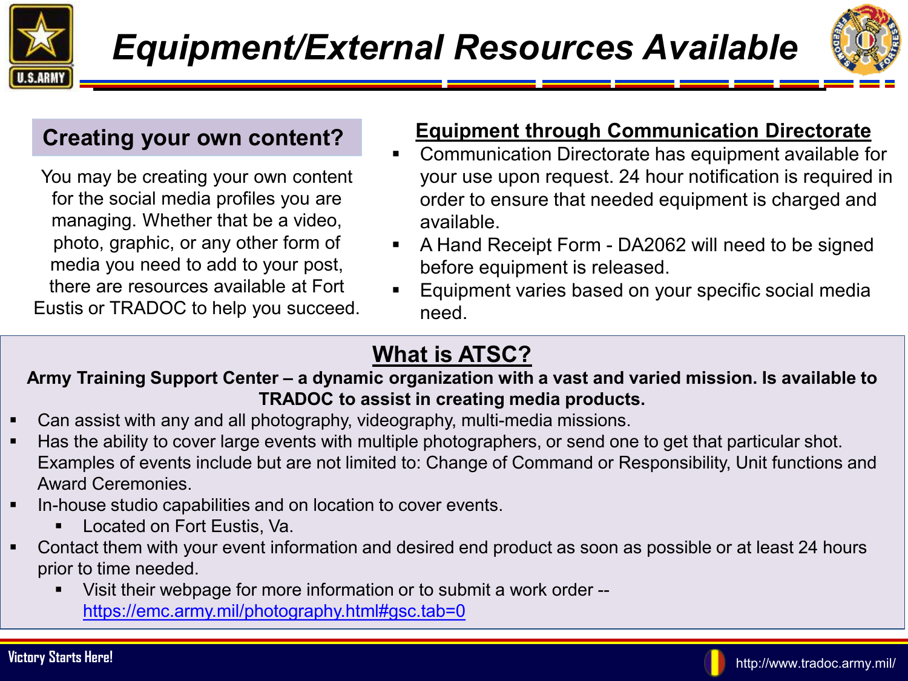# Equipment/External Resources Available

## Creating your own content?

You may be creating your own content for the social media profiles you are managing. Whether that be a video, photo, graphic, or any other form of media you need to add to your post, there are resources available at Fort Eustis or TRADOC to help you succeed.

## Equipment through Communication Directorate

- Communication Directorate has equipment available for your use upon request. 24 hour notification is required in order to ensure that needed equipment is charged and available.
- A Hand Receipt Form - DA2062 will need to be signed before equipment is released.
- Equipment varies based on your specific social media need.

## What is ATSC?

**Army Training Support Center – a dynamic organization with a vast and varied mission. Is available to TRADOC to assist in creating media products.**

- Can assist with any and all photography, videography, multi-media missions.
- Has the ability to cover large events with multiple photographers, or send one to get that particular shot. Examples of events include but are not limited to: Change of Command or Responsibility, Unit functions and Award Ceremonies.
- In-house studio capabilities and on location to cover events.
  - Located on Fort Eustis, Va.
- Contact them with your event information and desired end product as soon as possible or at least 24 hours prior to time needed.
  - Visit their webpage for more information or to submit a work order -- https://emc.army.mil/photography.html#gsc.tab=0